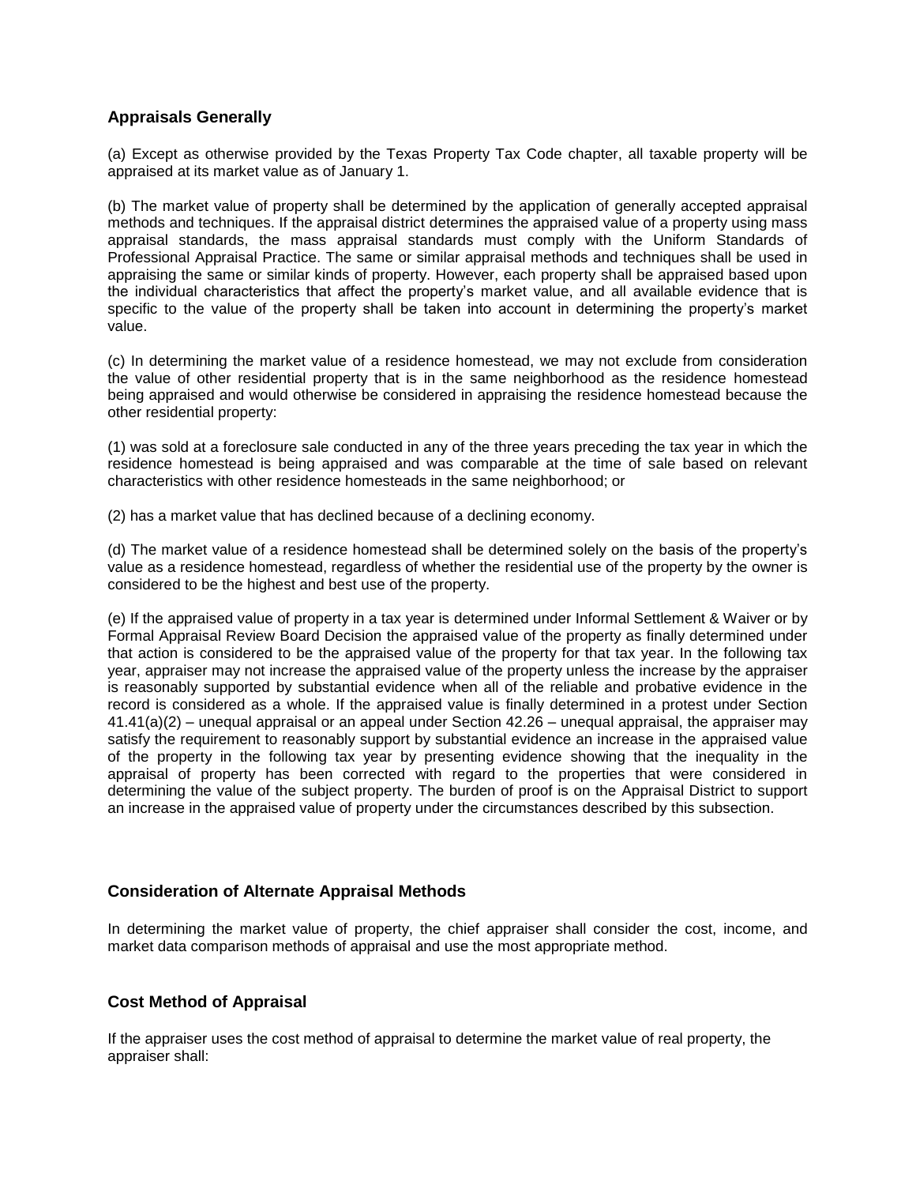## Appraisals Generally

(a) Except as otherwise provided by the Texas Property Tax Code chapter, all taxable property will be appraised at its market value as of January 1.

(b) The market value of property shall be determined by the application of generally accepted appraisal methods and techniques. If the appraisal district determines the appraised value of a property using mass appraisal standards, the mass appraisal standards must comply with the Uniform Standards of Professional Appraisal Practice. The same or similar appraisal methods and techniques shall be used in appraising the same or similar kinds of property. However, each property shall be appraised based upon the individual characteristics that affect the property's market value, and all available evidence that is specific to the value of the property shall be taken into account in determining the property's market value.

(c) In determining the market value of a residence homestead, we may not exclude from consideration the value of other residential property that is in the same neighborhood as the residence homestead being appraised and would otherwise be considered in appraising the residence homestead because the other residential property:

(1) was sold at a foreclosure sale conducted in any of the three years preceding the tax year in which the residence homestead is being appraised and was comparable at the time of sale based on relevant characteristics with other residence homesteads in the same neighborhood; or

(2) has a market value that has declined because of a declining economy.

(d) The market value of a residence homestead shall be determined solely on the basis of the property's value as a residence homestead, regardless of whether the residential use of the property by the owner is considered to be the highest and best use of the property.

(e) If the appraised value of property in a tax year is determined under Informal Settlement & Waiver or by Formal Appraisal Review Board Decision the appraised value of the property as finally determined under that action is considered to be the appraised value of the property for that tax year. In the following tax year, appraiser may not increase the appraised value of the property unless the increase by the appraiser is reasonably supported by substantial evidence when all of the reliable and probative evidence in the record is considered as a whole. If the appraised value is finally determined in a protest under Section 41.41(a)(2) – unequal appraisal or an appeal under Section 42.26 – unequal appraisal, the appraiser may satisfy the requirement to reasonably support by substantial evidence an increase in the appraised value of the property in the following tax year by presenting evidence showing that the inequality in the appraisal of property has been corrected with regard to the properties that were considered in determining the value of the subject property. The burden of proof is on the Appraisal District to support an increase in the appraised value of property under the circumstances described by this subsection.

## Consideration of Alternate Appraisal Methods

In determining the market value of property, the chief appraiser shall consider the cost, income, and market data comparison methods of appraisal and use the most appropriate method.

## Cost Method of Appraisal

If the appraiser uses the cost method of appraisal to determine the market value of real property, the appraiser shall: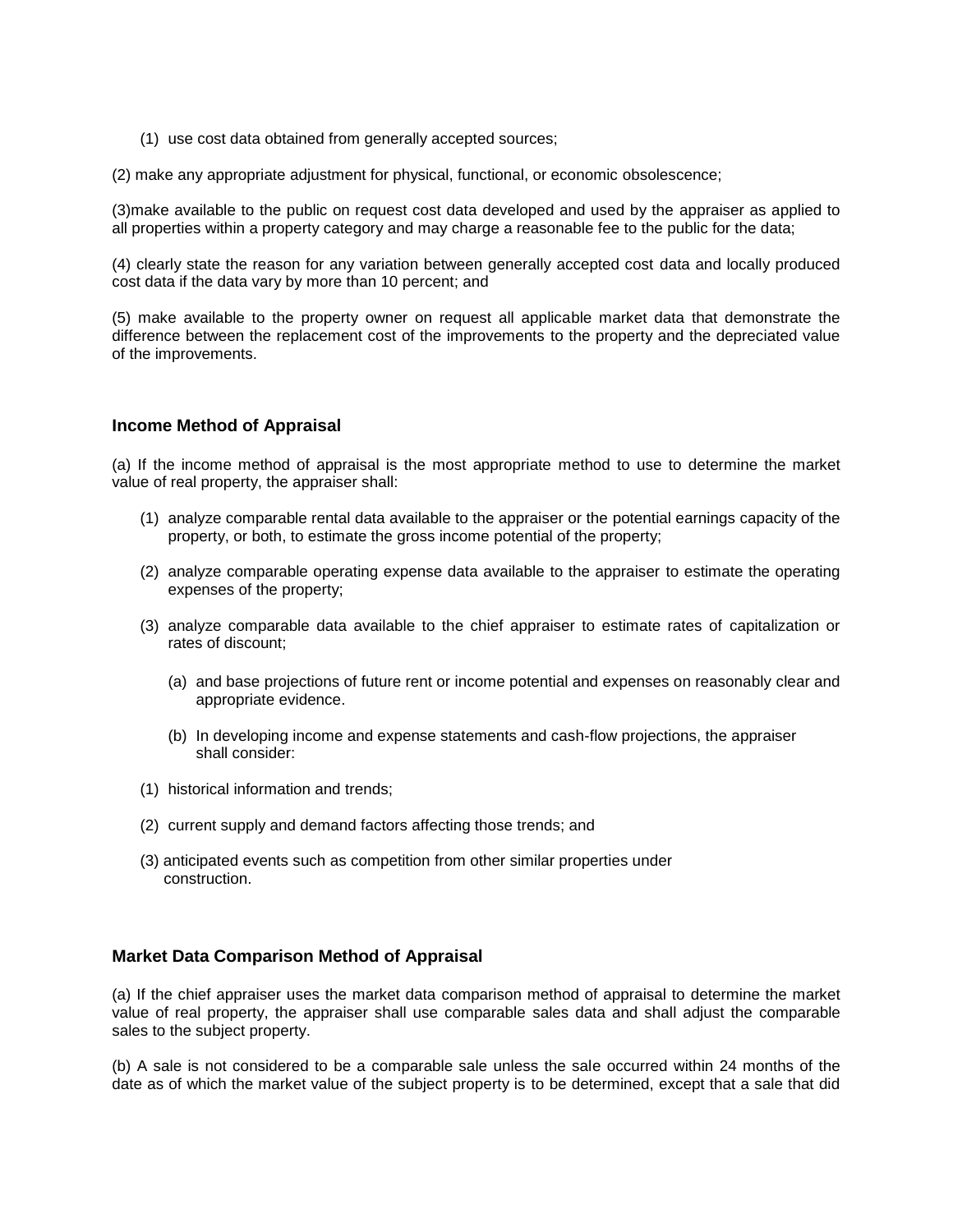(1) use cost data obtained from generally accepted sources;

(2) make any appropriate adjustment for physical, functional, or economic obsolescence;

(3)make available to the public on request cost data developed and used by the appraiser as applied to all properties within a property category and may charge a reasonable fee to the public for the data;

(4) clearly state the reason for any variation between generally accepted cost data and locally produced cost data if the data vary by more than 10 percent; and

(5) make available to the property owner on request all applicable market data that demonstrate the difference between the replacement cost of the improvements to the property and the depreciated value of the improvements.

### Income Method of Appraisal

(a) If the income method of appraisal is the most appropriate method to use to determine the market value of real property, the appraiser shall:

(1) analyze comparable rental data available to the appraiser or the potential earnings capacity of the property, or both, to estimate the gross income potential of the property;

(2) analyze comparable operating expense data available to the appraiser to estimate the operating expenses of the property;

(3) analyze comparable data available to the chief appraiser to estimate rates of capitalization or rates of discount;

(a) and base projections of future rent or income potential and expenses on reasonably clear and appropriate evidence.

(b) In developing income and expense statements and cash-flow projections, the appraiser shall consider:

(1) historical information and trends;

(2) current supply and demand factors affecting those trends; and

(3) anticipated events such as competition from other similar properties under construction.

### Market Data Comparison Method of Appraisal

(a) If the chief appraiser uses the market data comparison method of appraisal to determine the market value of real property, the appraiser shall use comparable sales data and shall adjust the comparable sales to the subject property.

(b) A sale is not considered to be a comparable sale unless the sale occurred within 24 months of the date as of which the market value of the subject property is to be determined, except that a sale that did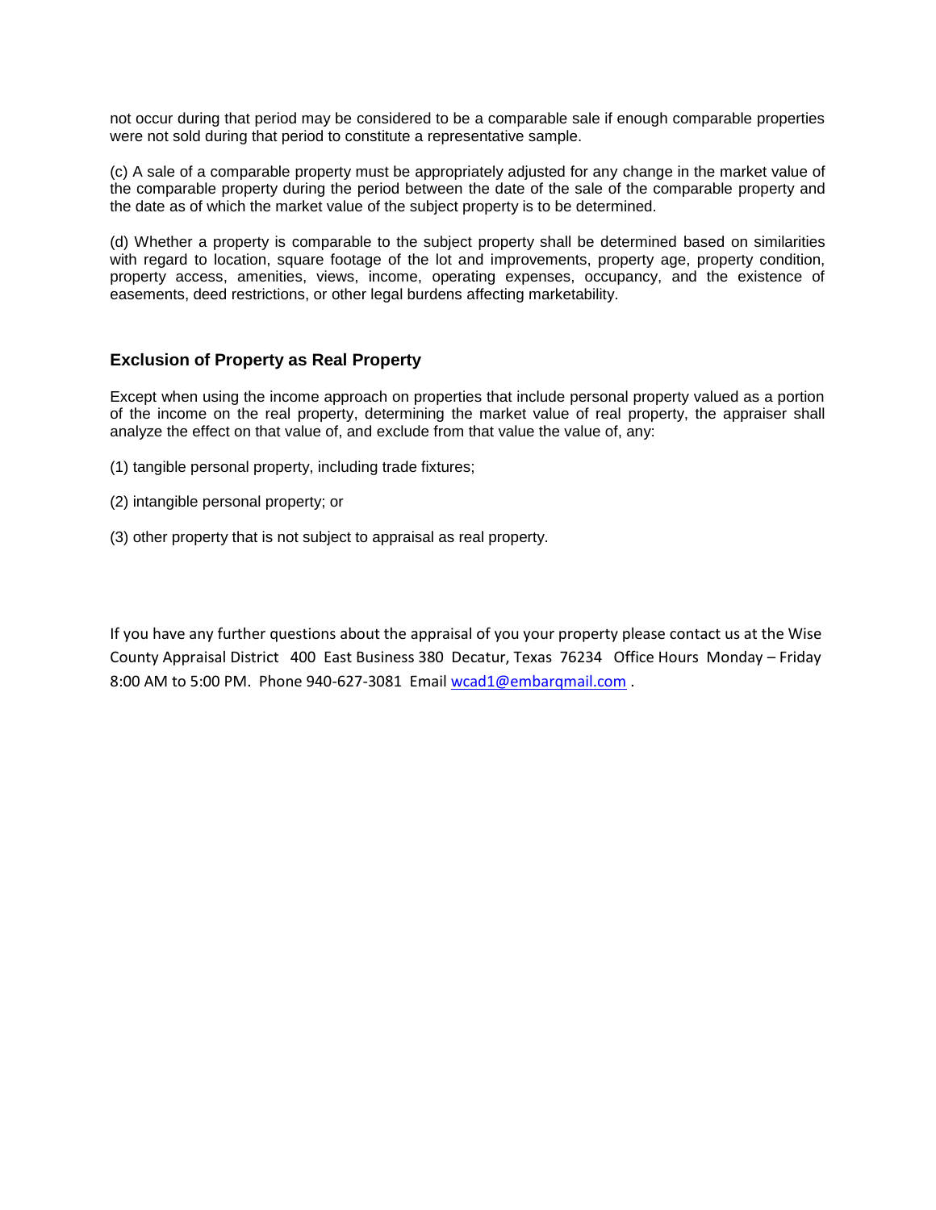not occur during that period may be considered to be a comparable sale if enough comparable properties were not sold during that period to constitute a representative sample.

(c) A sale of a comparable property must be appropriately adjusted for any change in the market value of the comparable property during the period between the date of the sale of the comparable property and the date as of which the market value of the subject property is to be determined.

(d) Whether a property is comparable to the subject property shall be determined based on similarities with regard to location, square footage of the lot and improvements, property age, property condition, property access, amenities, views, income, operating expenses, occupancy, and the existence of easements, deed restrictions, or other legal burdens affecting marketability.

### Exclusion of Property as Real Property

Except when using the income approach on properties that include personal property valued as a portion of the income on the real property, determining the market value of real property, the appraiser shall analyze the effect on that value of, and exclude from that value the value of, any:

(1) tangible personal property, including trade fixtures;

(2) intangible personal property; or

(3) other property that is not subject to appraisal as real property.

If you have any further questions about the appraisal of you your property please contact us at the Wise County Appraisal District 400 East Business 380 Decatur, Texas 76234 Office Hours Monday – Friday 8:00 AM to 5:00 PM. Phone 940-627-3081 Email wcad1@embarqmail.com .